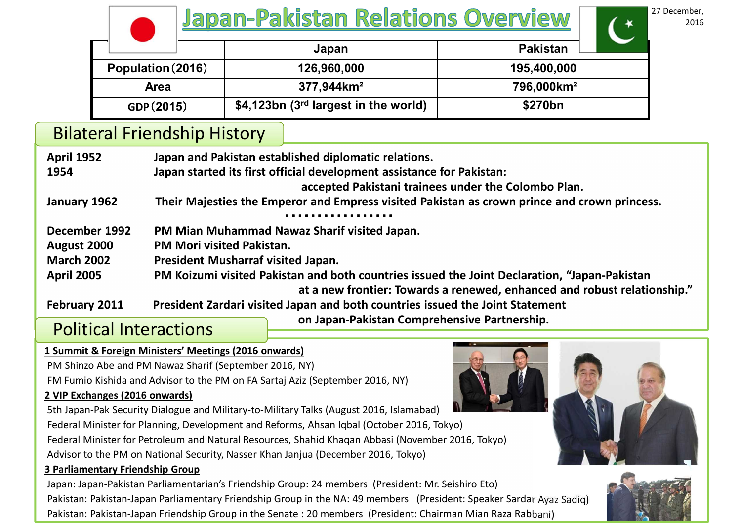# Japan-Pakistan Relations Overview

27 December, 2016

| | Japan | Pakistan |
|---|---|---|
| Population (2016) | 126,960,000 | 195,400,000 |
| Area | 377,944km² | 796,000km² |
| GDP (2015) | $4,123bn (3rd largest in the world) | $270bn |

## Bilateral Friendship History

**April 1952** Japan and Pakistan established diplomatic relations.

**1954** Japan started its first official development assistance for Pakistan: accepted Pakistani trainees under the Colombo Plan.

**January 1962** Their Majesties the Emperor and Empress visited Pakistan as crown prince and crown princess.

・・・・・・・・・・・・・・・・・

**December 1992** PM Mian Muhammad Nawaz Sharif visited Japan.

**August 2000** PM Mori visited Pakistan.

**March 2002** President Musharraf visited Japan.

**April 2005** PM Koizumi visited Pakistan and both countries issued the Joint Declaration, "Japan-Pakistan at a new frontier: Towards a renewed, enhanced and robust relationship."

**February 2011** President Zardari visited Japan and both countries issued the Joint Statement on Japan-Pakistan Comprehensive Partnership.

## Political Interactions

**1 Summit & Foreign Ministers' Meetings (2016 onwards)**

PM Shinzo Abe and PM Nawaz Sharif (September 2016, NY)

FM Fumio Kishida and Advisor to the PM on FA Sartaj Aziz (September 2016, NY)

**2 VIP Exchanges (2016 onwards)**

5th Japan-Pak Security Dialogue and Military-to-Military Talks (August 2016, Islamabad)

Federal Minister for Planning, Development and Reforms, Ahsan Iqbal (October 2016, Tokyo)

Federal Minister for Petroleum and Natural Resources, Shahid Khaqan Abbasi (November 2016, Tokyo)

Advisor to the PM on National Security, Nasser Khan Janjua (December 2016, Tokyo)

**3 Parliamentary Friendship Group**

Japan: Japan-Pakistan Parliamentarian's Friendship Group: 24 members (President: Mr. Seishiro Eto)

Pakistan: Pakistan-Japan Parliamentary Friendship Group in the NA: 49 members (President: Speaker Sardar Ayaz Sadiq)

Pakistan: Pakistan-Japan Friendship Group in the Senate : 20 members (President: Chairman Mian Raza Rabbani)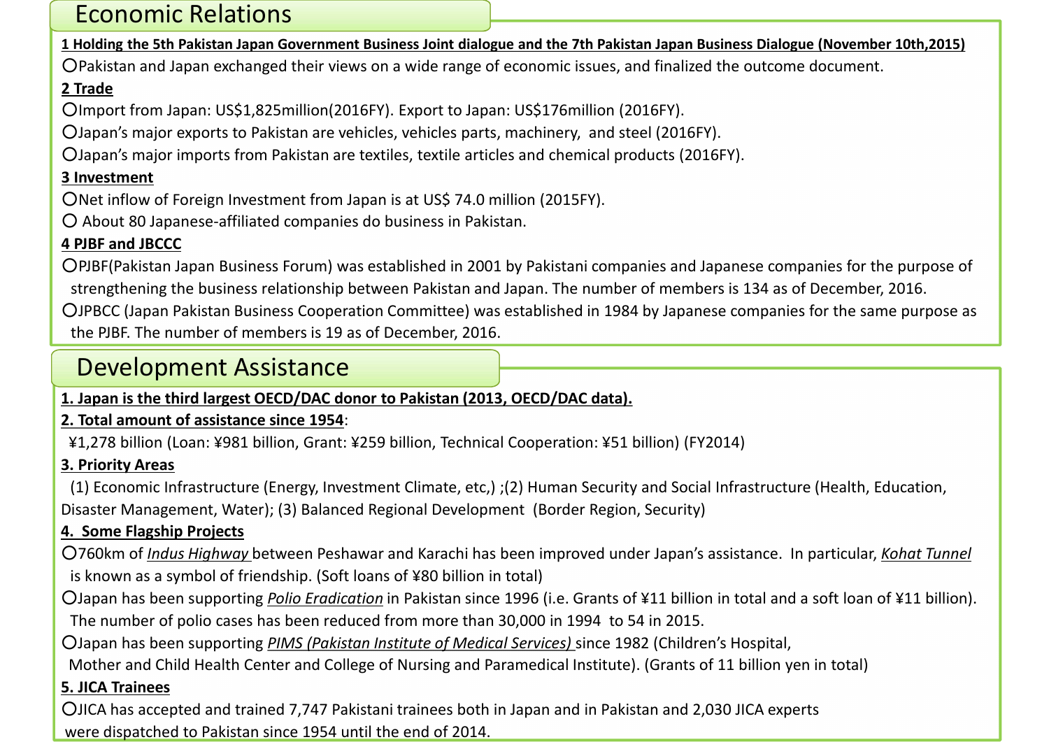## Economic Relations

**1 Holding the 5th Pakistan Japan Government Business Joint dialogue and the 7th Pakistan Japan Business Dialogue (November 10th,2015)**

- Pakistan and Japan exchanged their views on a wide range of economic issues, and finalized the outcome document.

**2 Trade**

- Import from Japan: US$1,825million(2016FY). Export to Japan: US$176million (2016FY).
- Japan's major exports to Pakistan are vehicles, vehicles parts, machinery, and steel (2016FY).
- Japan's major imports from Pakistan are textiles, textile articles and chemical products (2016FY).

**3 Investment**

- Net inflow of Foreign Investment from Japan is at US$ 74.0 million (2015FY).
- About 80 Japanese-affiliated companies do business in Pakistan.

**4 PJBF and JBCCC**

- PJBF(Pakistan Japan Business Forum) was established in 2001 by Pakistani companies and Japanese companies for the purpose of strengthening the business relationship between Pakistan and Japan. The number of members is 134 as of December, 2016.
- JPBCC (Japan Pakistan Business Cooperation Committee) was established in 1984 by Japanese companies for the same purpose as the PJBF. The number of members is 19 as of December, 2016.

## Development Assistance

**1. Japan is the third largest OECD/DAC donor to Pakistan (2013, OECD/DAC data).**

**2. Total amount of assistance since 1954**:

¥1,278 billion (Loan: ¥981 billion, Grant: ¥259 billion, Technical Cooperation: ¥51 billion) (FY2014)

**3. Priority Areas**

(1) Economic Infrastructure (Energy, Investment Climate, etc,) ;(2) Human Security and Social Infrastructure (Health, Education, Disaster Management, Water); (3) Balanced Regional Development (Border Region, Security)

**4. Some Flagship Projects**

- 760km of *Indus Highway* between Peshawar and Karachi has been improved under Japan's assistance. In particular, *Kohat Tunnel* is known as a symbol of friendship. (Soft loans of ¥80 billion in total)
- Japan has been supporting *Polio Eradication* in Pakistan since 1996 (i.e. Grants of ¥11 billion in total and a soft loan of ¥11 billion). The number of polio cases has been reduced from more than 30,000 in 1994 to 54 in 2015.
- Japan has been supporting *PIMS (Pakistan Institute of Medical Services)* since 1982 (Children's Hospital, Mother and Child Health Center and College of Nursing and Paramedical Institute). (Grants of 11 billion yen in total)

**5. JICA Trainees**

- JICA has accepted and trained 7,747 Pakistani trainees both in Japan and in Pakistan and 2,030 JICA experts were dispatched to Pakistan since 1954 until the end of 2014.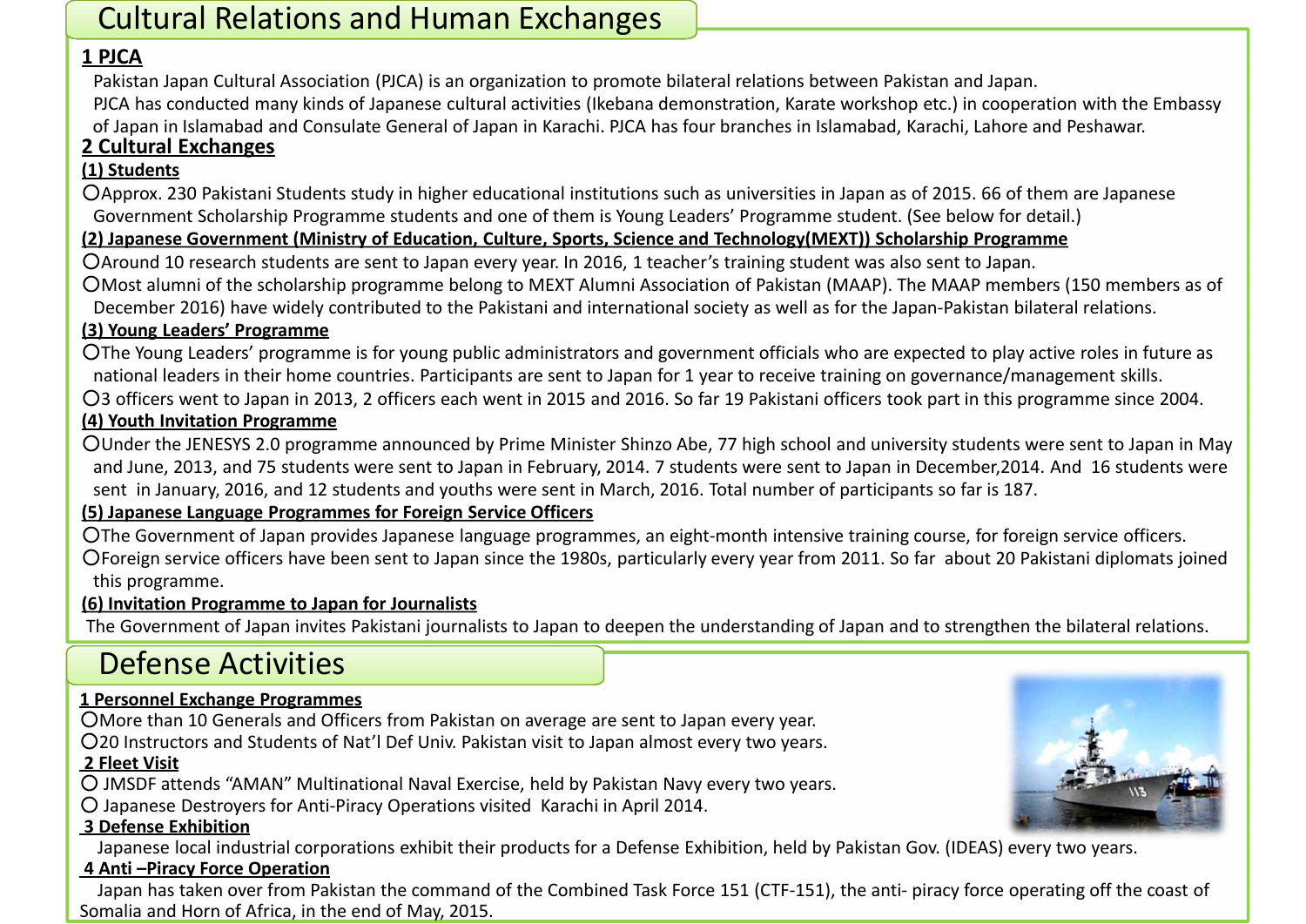# Cultural Relations and Human Exchanges

## 1 PJCA

Pakistan Japan Cultural Association (PJCA) is an organization to promote bilateral relations between Pakistan and Japan.
PJCA has conducted many kinds of Japanese cultural activities (Ikebana demonstration, Karate workshop etc.) in cooperation with the Embassy of Japan in Islamabad and Consulate General of Japan in Karachi. PJCA has four branches in Islamabad, Karachi, Lahore and Peshawar.

## 2 Cultural Exchanges

### (1) Students

- Approx. 230 Pakistani Students study in higher educational institutions such as universities in Japan as of 2015. 66 of them are Japanese Government Scholarship Programme students and one of them is Young Leaders' Programme student. (See below for detail.)

### (2) Japanese Government (Ministry of Education, Culture, Sports, Science and Technology(MEXT)) Scholarship Programme

- Around 10 research students are sent to Japan every year. In 2016, 1 teacher's training student was also sent to Japan.
- Most alumni of the scholarship programme belong to MEXT Alumni Association of Pakistan (MAAP). The MAAP members (150 members as of December 2016) have widely contributed to the Pakistani and international society as well as for the Japan-Pakistan bilateral relations.

### (3) Young Leaders' Programme

- The Young Leaders' programme is for young public administrators and government officials who are expected to play active roles in future as national leaders in their home countries. Participants are sent to Japan for 1 year to receive training on governance/management skills.
- 3 officers went to Japan in 2013, 2 officers each went in 2015 and 2016. So far 19 Pakistani officers took part in this programme since 2004.

### (4) Youth Invitation Programme

- Under the JENESYS 2.0 programme announced by Prime Minister Shinzo Abe, 77 high school and university students were sent to Japan in May and June, 2013, and 75 students were sent to Japan in February, 2014. 7 students were sent to Japan in December,2014. And 16 students were sent in January, 2016, and 12 students and youths were sent in March, 2016. Total number of participants so far is 187.

### (5) Japanese Language Programmes for Foreign Service Officers

- The Government of Japan provides Japanese language programmes, an eight-month intensive training course, for foreign service officers.
- Foreign service officers have been sent to Japan since the 1980s, particularly every year from 2011. So far about 20 Pakistani diplomats joined this programme.

### (6) Invitation Programme to Japan for Journalists

The Government of Japan invites Pakistani journalists to Japan to deepen the understanding of Japan and to strengthen the bilateral relations.

# Defense Activities

## 1 Personnel Exchange Programmes

- More than 10 Generals and Officers from Pakistan on average are sent to Japan every year.
- 20 Instructors and Students of Nat'l Def Univ. Pakistan visit to Japan almost every two years.

## 2 Fleet Visit

- JMSDF attends "AMAN" Multinational Naval Exercise, held by Pakistan Navy every two years.
- Japanese Destroyers for Anti-Piracy Operations visited Karachi in April 2014.

## 3 Defense Exhibition

Japanese local industrial corporations exhibit their products for a Defense Exhibition, held by Pakistan Gov. (IDEAS) every two years.

## 4 Anti –Piracy Force Operation

Japan has taken over from Pakistan the command of the Combined Task Force 151 (CTF-151), the anti- piracy force operating off the coast of Somalia and Horn of Africa, in the end of May, 2015.